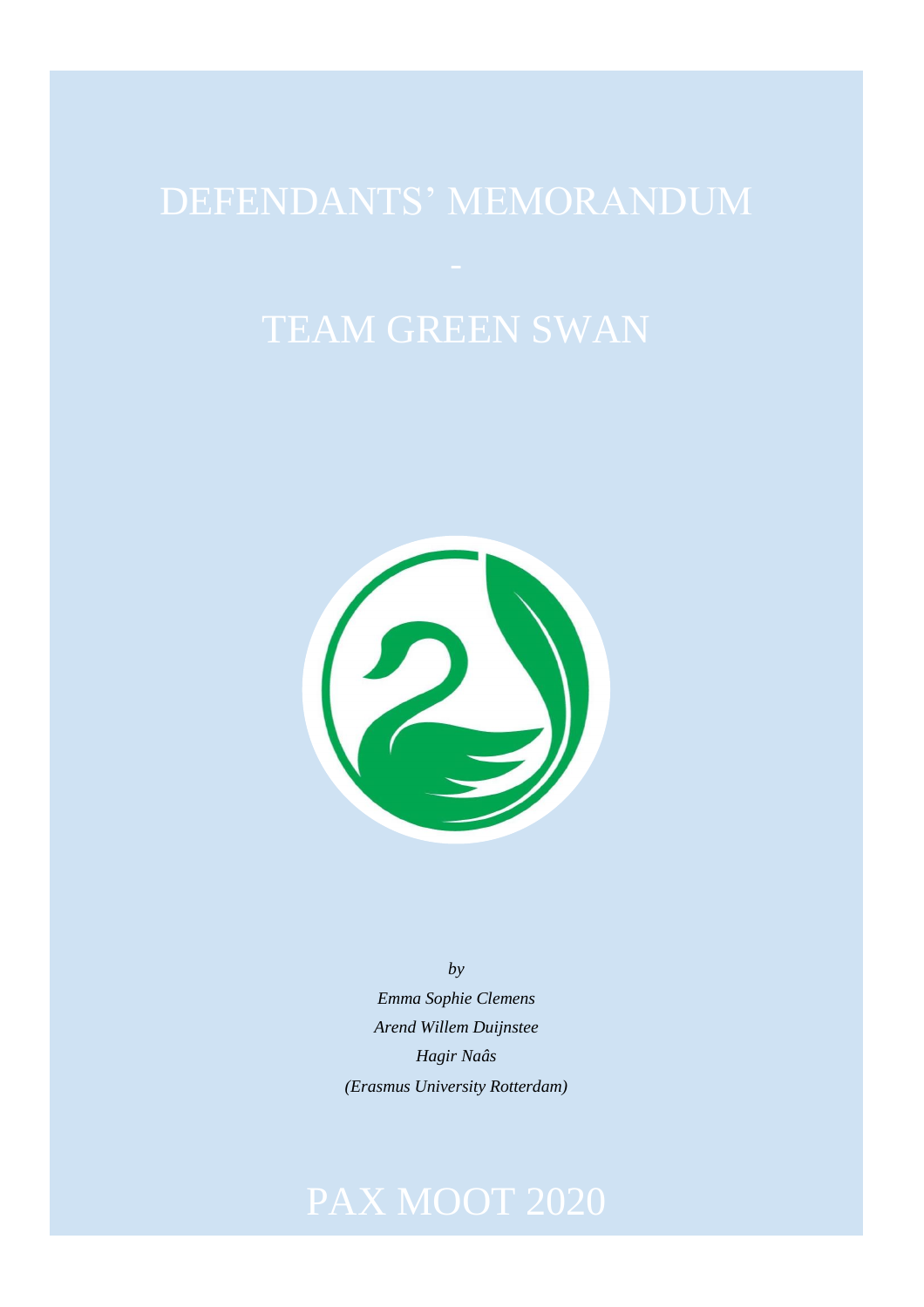# DEFENDANTS' MEMORANDUM

-

# TEAM GREEN SWAN

*by*

*Emma Sophie Clemens*

*Arend Willem Duijnstee*

*Hagir Naâs*

*(Erasmus University Rotterdam)*

# PAX MOOT 2020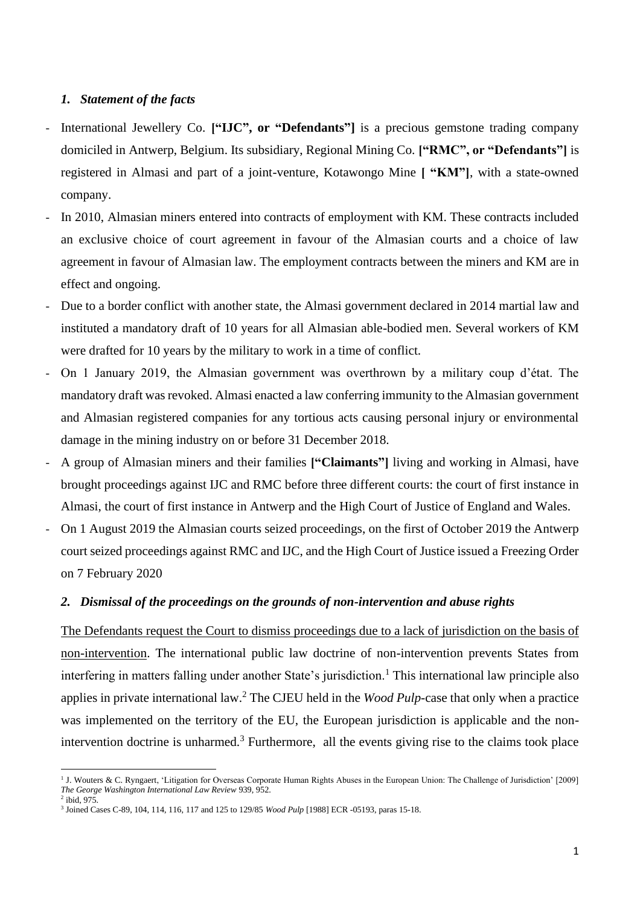### *1. Statement of the facts*

- International Jewellery Co. **["IJC", or "Defendants"]** is a precious gemstone trading company domiciled in Antwerp, Belgium. Its subsidiary, Regional Mining Co. **["RMC", or "Defendants"]** is registered in Almasi and part of a joint-venture, Kotawongo Mine **[ "KM"]**, with a state-owned company.
- In 2010, Almasian miners entered into contracts of employment with KM. These contracts included an exclusive choice of court agreement in favour of the Almasian courts and a choice of law agreement in favour of Almasian law. The employment contracts between the miners and KM are in effect and ongoing.
- Due to a border conflict with another state, the Almasi government declared in 2014 martial law and instituted a mandatory draft of 10 years for all Almasian able-bodied men. Several workers of KM were drafted for 10 years by the military to work in a time of conflict.
- On 1 January 2019, the Almasian government was overthrown by a military coup d'état. The mandatory draft was revoked. Almasi enacted a law conferring immunity to the Almasian government and Almasian registered companies for any tortious acts causing personal injury or environmental damage in the mining industry on or before 31 December 2018.
- A group of Almasian miners and their families **["Claimants"]** living and working in Almasi, have brought proceedings against IJC and RMC before three different courts: the court of first instance in Almasi, the court of first instance in Antwerp and the High Court of Justice of England and Wales.
- On 1 August 2019 the Almasian courts seized proceedings, on the first of October 2019 the Antwerp court seized proceedings against RMC and IJC, and the High Court of Justice issued a Freezing Order on 7 February 2020

### *2. Dismissal of the proceedings on the grounds of non-intervention and abuse rights*

<u>The Defendants request the Court to dismiss proceedings due to a lack of jurisdiction on the basis of non-intervention</u>. The international public law doctrine of non-intervention prevents States from interfering in matters falling under another State's jurisdiction.[1] This international law principle also applies in private international law.[2] The CJEU held in the *Wood Pulp*-case that only when a practice was implemented on the territory of the EU, the European jurisdiction is applicable and the non-intervention doctrine is unharmed.[3] Furthermore, all the events giving rise to the claims took place

[1] J. Wouters & C. Ryngaert, 'Litigation for Overseas Corporate Human Rights Abuses in the European Union: The Challenge of Jurisdiction' [2009] *The George Washington International Law Review* 939, 952.

[2] ibid, 975.

[3] Joined Cases C-89, 104, 114, 116, 117 and 125 to 129/85 *Wood Pulp* [1988] ECR -05193, paras 15-18.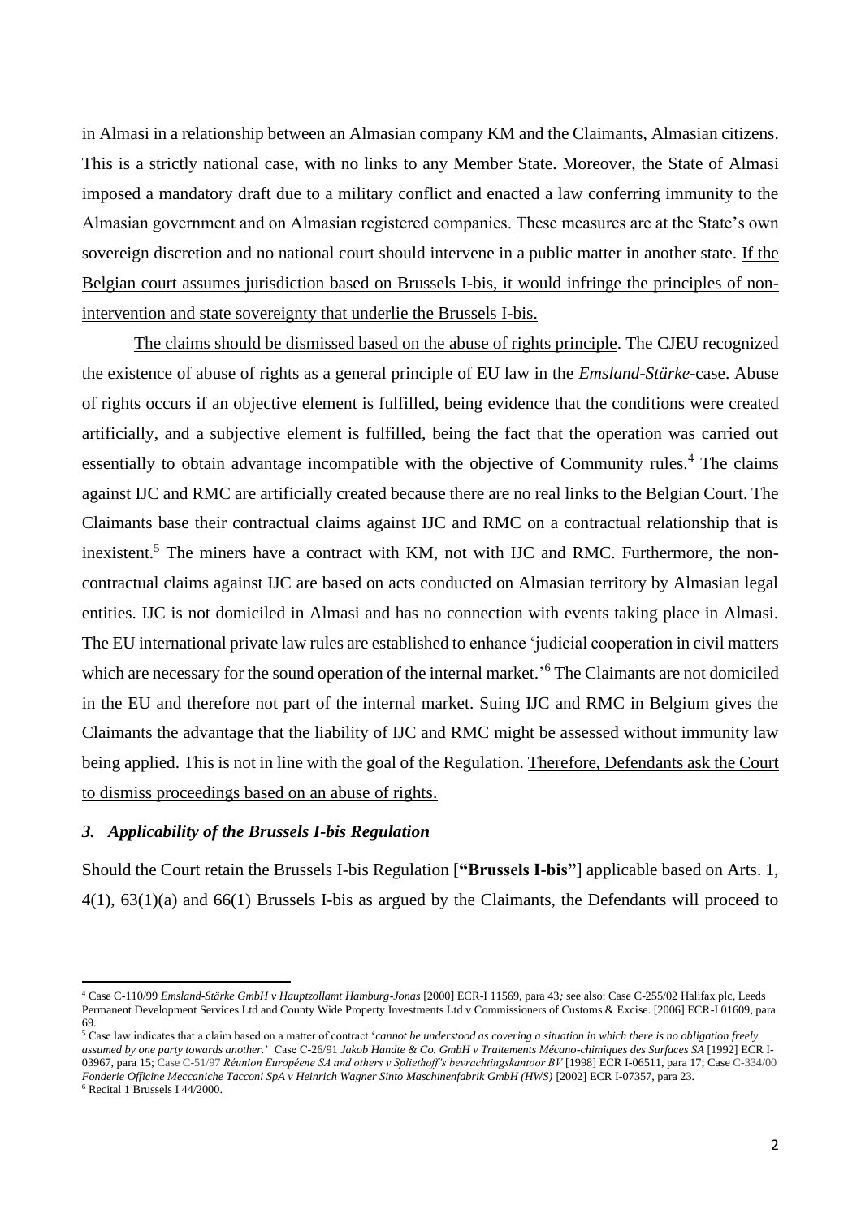in Almasi in a relationship between an Almasian company KM and the Claimants, Almasian citizens. This is a strictly national case, with no links to any Member State. Moreover, the State of Almasi imposed a mandatory draft due to a military conflict and enacted a law conferring immunity to the Almasian government and on Almasian registered companies. These measures are at the State's own sovereign discretion and no national court should intervene in a public matter in another state. <u>If the Belgian court assumes jurisdiction based on Brussels I-bis, it would infringe the principles of non-intervention and state sovereignty that underlie the Brussels I-bis.</u>

<u>The claims should be dismissed based on the abuse of rights principle</u>. The CJEU recognized the existence of abuse of rights as a general principle of EU law in the *Emsland-Stärke*-case. Abuse of rights occurs if an objective element is fulfilled, being evidence that the conditions were created artificially, and a subjective element is fulfilled, being the fact that the operation was carried out essentially to obtain advantage incompatible with the objective of Community rules.[4] The claims against IJC and RMC are artificially created because there are no real links to the Belgian Court. The Claimants base their contractual claims against IJC and RMC on a contractual relationship that is inexistent.[5] The miners have a contract with KM, not with IJC and RMC. Furthermore, the non-contractual claims against IJC are based on acts conducted on Almasian territory by Almasian legal entities. IJC is not domiciled in Almasi and has no connection with events taking place in Almasi. The EU international private law rules are established to enhance 'judicial cooperation in civil matters which are necessary for the sound operation of the internal market.'[6] The Claimants are not domiciled in the EU and therefore not part of the internal market. Suing IJC and RMC in Belgium gives the Claimants the advantage that the liability of IJC and RMC might be assessed without immunity law being applied. This is not in line with the goal of the Regulation. <u>Therefore, Defendants ask the Court to dismiss proceedings based on an abuse of rights.</u>

### *3. Applicability of the Brussels I-bis Regulation*

Should the Court retain the Brussels I-bis Regulation [**"Brussels I-bis"**] applicable based on Arts. 1, 4(1), 63(1)(a) and 66(1) Brussels I-bis as argued by the Claimants, the Defendants will proceed to

---

[4] Case C-110/99 *Emsland-Stärke GmbH v Hauptzollamt Hamburg-Jonas* [2000] ECR-I 11569, para 43*;* see also: Case C-255/02 Halifax plc, Leeds Permanent Development Services Ltd and County Wide Property Investments Ltd v Commissioners of Customs & Excise. [2006] ECR-I 01609, para 69.

[5] Case law indicates that a claim based on a matter of contract '*cannot be understood as covering a situation in which there is no obligation freely assumed by one party towards another.*' Case C-26/91 *Jakob Handte & Co. GmbH v Traitements Mécano-chimiques des Surfaces SA* [1992] ECR I-03967, para 15; Case C-51/97 *Réunion Européene SA and others v Spliethoff's bevrachtingskantoor BV* [1998] ECR I-06511, para 17; Case C-334/00 *Fonderie Officine Meccaniche Tacconi SpA v Heinrich Wagner Sinto Maschinenfabrik GmbH (HWS)* [2002] ECR I-07357, para 23.

[6] Recital 1 Brussels I 44/2000.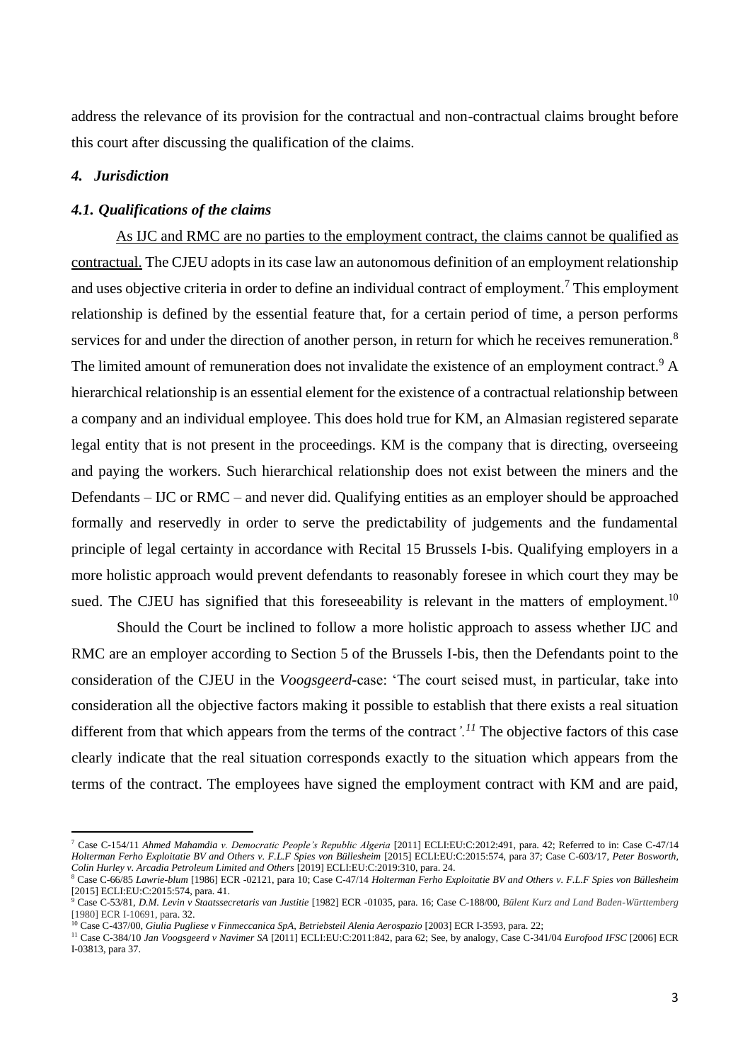address the relevance of its provision for the contractual and non-contractual claims brought before this court after discussing the qualification of the claims.

### *4. Jurisdiction*

#### *4.1. Qualifications of the claims*

As IJC and RMC are no parties to the employment contract, the claims cannot be qualified as contractual. The CJEU adopts in its case law an autonomous definition of an employment relationship and uses objective criteria in order to define an individual contract of employment.[7] This employment relationship is defined by the essential feature that, for a certain period of time, a person performs services for and under the direction of another person, in return for which he receives remuneration.[8] The limited amount of remuneration does not invalidate the existence of an employment contract.[9] A hierarchical relationship is an essential element for the existence of a contractual relationship between a company and an individual employee. This does hold true for KM, an Almasian registered separate legal entity that is not present in the proceedings. KM is the company that is directing, overseeing and paying the workers. Such hierarchical relationship does not exist between the miners and the Defendants – IJC or RMC – and never did. Qualifying entities as an employer should be approached formally and reservedly in order to serve the predictability of judgements and the fundamental principle of legal certainty in accordance with Recital 15 Brussels I-bis. Qualifying employers in a more holistic approach would prevent defendants to reasonably foresee in which court they may be sued. The CJEU has signified that this foreseeability is relevant in the matters of employment.[10]

Should the Court be inclined to follow a more holistic approach to assess whether IJC and RMC are an employer according to Section 5 of the Brussels I-bis, then the Defendants point to the consideration of the CJEU in the *Voogsgeerd*-case: 'The court seised must, in particular, take into consideration all the objective factors making it possible to establish that there exists a real situation different from that which appears from the terms of the contract*'.*[11] The objective factors of this case clearly indicate that the real situation corresponds exactly to the situation which appears from the terms of the contract. The employees have signed the employment contract with KM and are paid,

---

[7] Case C-154/11 *Ahmed Mahamdia v. Democratic People's Republic Algeria* [2011] ECLI:EU:C:2012:491, para. 42; Referred to in: Case C-47/14 *Holterman Ferho Exploitatie BV and Others v. F.L.F Spies von Büllesheim* [2015] ECLI:EU:C:2015:574, para 37; Case C-603/17, *Peter Bosworth, Colin Hurley v. Arcadia Petroleum Limited and Others* [2019] ECLI:EU:C:2019:310, para. 24.

[8] Case C-66/85 *Lawrie-blum* [1986] ECR -02121, para 10; Case C-47/14 *Holterman Ferho Exploitatie BV and Others v. F.L.F Spies von Büllesheim* [2015] ECLI:EU:C:2015:574, para. 41.

[9] Case C-53/81, *D.M. Levin v Staatssecretaris van Justitie* [1982] ECR -01035, para. 16; Case C-188/00, *Bülent Kurz and Land Baden-Württemberg* [1980] ECR I-10691, para. 32.

[10] Case C-437/00, *Giulia Pugliese v Finmeccanica SpA, Betriebsteil Alenia Aerospazio* [2003] ECR I-3593, para. 22;

[11] Case C-384/10 *Jan Voogsgeerd v Navimer SA* [2011] ECLI:EU:C:2011:842, para 62; See, by analogy, Case C-341/04 *Eurofood IFSC* [2006] ECR I-03813, para 37.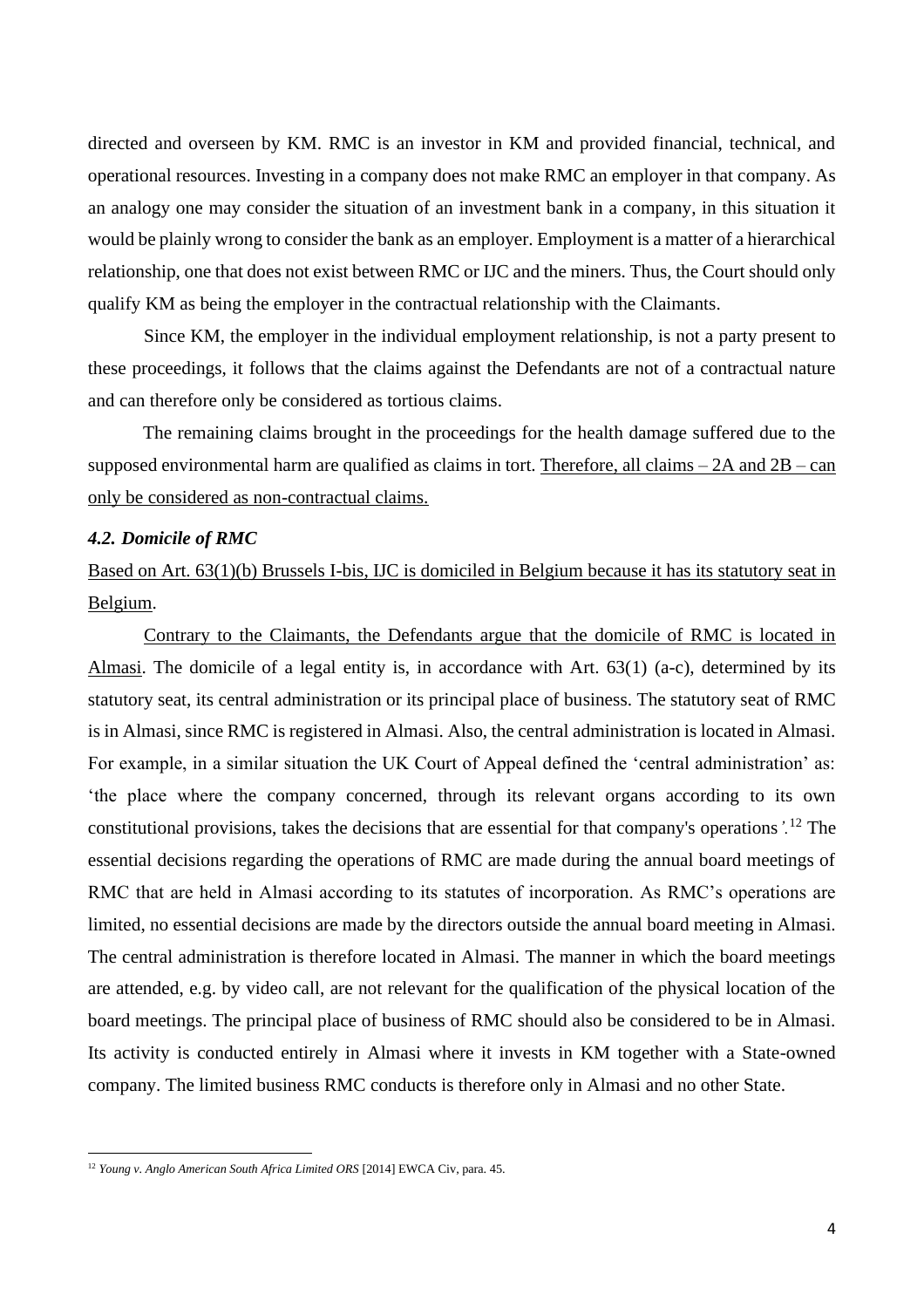directed and overseen by KM. RMC is an investor in KM and provided financial, technical, and operational resources. Investing in a company does not make RMC an employer in that company. As an analogy one may consider the situation of an investment bank in a company, in this situation it would be plainly wrong to consider the bank as an employer. Employment is a matter of a hierarchical relationship, one that does not exist between RMC or IJC and the miners. Thus, the Court should only qualify KM as being the employer in the contractual relationship with the Claimants.

Since KM, the employer in the individual employment relationship, is not a party present to these proceedings, it follows that the claims against the Defendants are not of a contractual nature and can therefore only be considered as tortious claims.

The remaining claims brought in the proceedings for the health damage suffered due to the supposed environmental harm are qualified as claims in tort. <u>Therefore, all claims – 2A and 2B – can only be considered as non-contractual claims.</u>

### *4.2. Domicile of RMC*

<u>Based on Art. 63(1)(b) Brussels I-bis, IJC is domiciled in Belgium because it has its statutory seat in Belgium</u>.

<u>Contrary to the Claimants, the Defendants argue that the domicile of RMC is located in Almasi</u>. The domicile of a legal entity is, in accordance with Art. 63(1) (a-c), determined by its statutory seat, its central administration or its principal place of business. The statutory seat of RMC is in Almasi, since RMC is registered in Almasi. Also, the central administration is located in Almasi. For example, in a similar situation the UK Court of Appeal defined the 'central administration' as: 'the place where the company concerned, through its relevant organs according to its own constitutional provisions, takes the decisions that are essential for that company's operations*'*.[12] The essential decisions regarding the operations of RMC are made during the annual board meetings of RMC that are held in Almasi according to its statutes of incorporation. As RMC's operations are limited, no essential decisions are made by the directors outside the annual board meeting in Almasi. The central administration is therefore located in Almasi. The manner in which the board meetings are attended, e.g. by video call, are not relevant for the qualification of the physical location of the board meetings. The principal place of business of RMC should also be considered to be in Almasi. Its activity is conducted entirely in Almasi where it invests in KM together with a State-owned company. The limited business RMC conducts is therefore only in Almasi and no other State.

---

[12] *Young v. Anglo American South Africa Limited ORS* [2014] EWCA Civ, para. 45.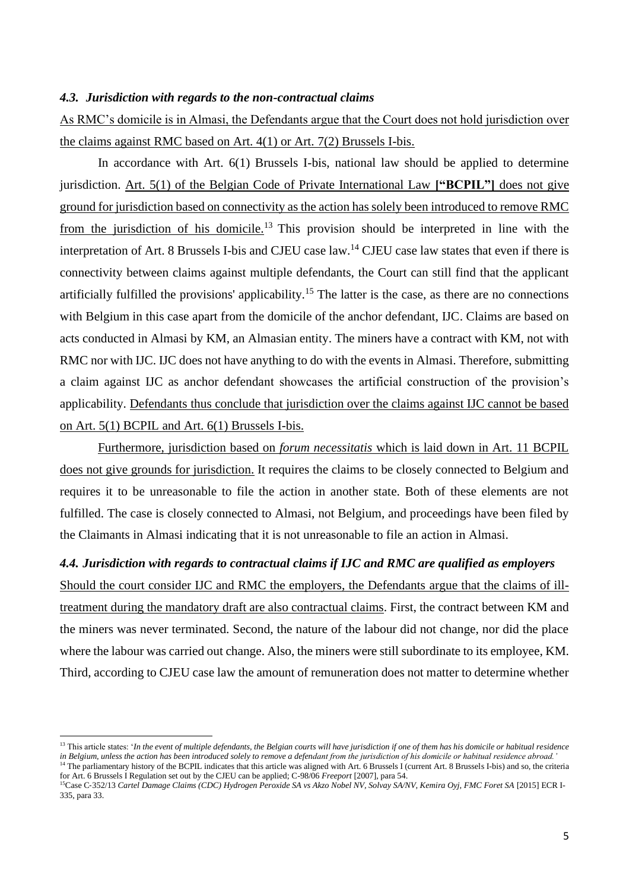### *4.3. Jurisdiction with regards to the non-contractual claims*

<u>As RMC's domicile is in Almasi, the Defendants argue that the Court does not hold jurisdiction over the claims against RMC based on Art. 4(1) or Art. 7(2) Brussels I-bis.</u>

In accordance with Art. 6(1) Brussels I-bis, national law should be applied to determine jurisdiction. <u>Art. 5(1) of the Belgian Code of Private International Law **["BCPIL"]** does not give ground for jurisdiction based on connectivity as the action has solely been introduced to remove RMC from the jurisdiction of his domicile.</u>[13] This provision should be interpreted in line with the interpretation of Art. 8 Brussels I-bis and CJEU case law.[14] CJEU case law states that even if there is connectivity between claims against multiple defendants, the Court can still find that the applicant artificially fulfilled the provisions' applicability.[15] The latter is the case, as there are no connections with Belgium in this case apart from the domicile of the anchor defendant, IJC. Claims are based on acts conducted in Almasi by KM, an Almasian entity. The miners have a contract with KM, not with RMC nor with IJC. IJC does not have anything to do with the events in Almasi. Therefore, submitting a claim against IJC as anchor defendant showcases the artificial construction of the provision's applicability. <u>Defendants thus conclude that jurisdiction over the claims against IJC cannot be based on Art. 5(1) BCPIL and Art. 6(1) Brussels I-bis.</u>

<u>Furthermore, jurisdiction based on *forum necessitatis* which is laid down in Art. 11 BCPIL does not give grounds for jurisdiction.</u> It requires the claims to be closely connected to Belgium and requires it to be unreasonable to file the action in another state. Both of these elements are not fulfilled. The case is closely connected to Almasi, not Belgium, and proceedings have been filed by the Claimants in Almasi indicating that it is not unreasonable to file an action in Almasi.

### *4.4. Jurisdiction with regards to contractual claims if IJC and RMC are qualified as employers*

<u>Should the court consider IJC and RMC the employers, the Defendants argue that the claims of ill-treatment during the mandatory draft are also contractual claims</u>. First, the contract between KM and the miners was never terminated. Second, the nature of the labour did not change, nor did the place where the labour was carried out change. Also, the miners were still subordinate to its employee, KM. Third, according to CJEU case law the amount of remuneration does not matter to determine whether

---

[13] This article states: '*In the event of multiple defendants, the Belgian courts will have jurisdiction if one of them has his domicile or habitual residence in Belgium, unless the action has been introduced solely to remove a defendant from the jurisdiction of his domicile or habitual residence abroad.*'

[14] The parliamentary history of the BCPIL indicates that this article was aligned with Art. 6 Brussels I (current Art. 8 Brussels I-bis) and so, the criteria for Art. 6 Brussels I Regulation set out by the CJEU can be applied; C-98/06 *Freeport* [2007], para 54.

[15] Case C-352/13 *Cartel Damage Claims (CDC) Hydrogen Peroxide SA vs Akzo Nobel NV, Solvay SA/NV, Kemira Oyj, FMC Foret SA* [2015] ECR I-335, para 33.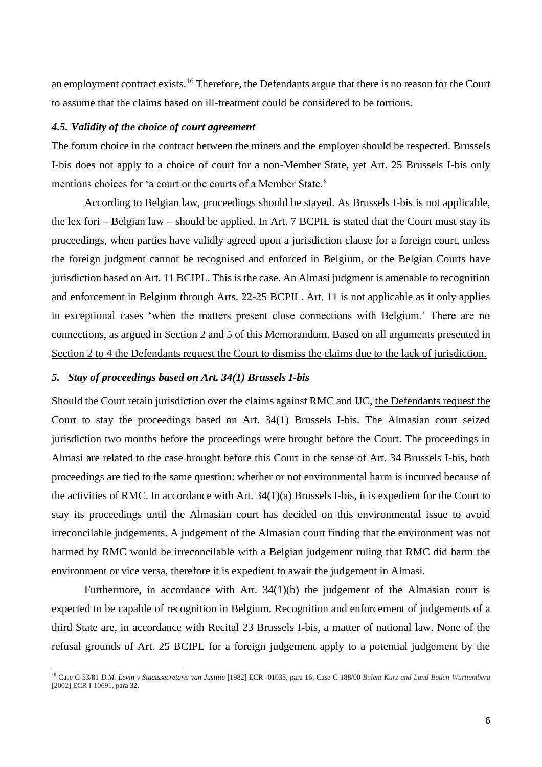an employment contract exists.[16] Therefore, the Defendants argue that there is no reason for the Court to assume that the claims based on ill-treatment could be considered to be tortious.

#### *4.5. Validity of the choice of court agreement*

The forum choice in the contract between the miners and the employer should be respected. Brussels I-bis does not apply to a choice of court for a non-Member State, yet Art. 25 Brussels I-bis only mentions choices for 'a court or the courts of a Member State.'

According to Belgian law, proceedings should be stayed. As Brussels I-bis is not applicable, the lex fori – Belgian law – should be applied. In Art. 7 BCPIL is stated that the Court must stay its proceedings, when parties have validly agreed upon a jurisdiction clause for a foreign court, unless the foreign judgment cannot be recognised and enforced in Belgium, or the Belgian Courts have jurisdiction based on Art. 11 BCIPL. This is the case. An Almasi judgment is amenable to recognition and enforcement in Belgium through Arts. 22-25 BCPIL. Art. 11 is not applicable as it only applies in exceptional cases 'when the matters present close connections with Belgium.' There are no connections, as argued in Section 2 and 5 of this Memorandum. Based on all arguments presented in Section 2 to 4 the Defendants request the Court to dismiss the claims due to the lack of jurisdiction.

### *5. Stay of proceedings based on Art. 34(1) Brussels I-bis*

Should the Court retain jurisdiction over the claims against RMC and IJC, the Defendants request the Court to stay the proceedings based on Art. 34(1) Brussels I-bis. The Almasian court seized jurisdiction two months before the proceedings were brought before the Court. The proceedings in Almasi are related to the case brought before this Court in the sense of Art. 34 Brussels I-bis, both proceedings are tied to the same question: whether or not environmental harm is incurred because of the activities of RMC. In accordance with Art. 34(1)(a) Brussels I-bis, it is expedient for the Court to stay its proceedings until the Almasian court has decided on this environmental issue to avoid irreconcilable judgements. A judgement of the Almasian court finding that the environment was not harmed by RMC would be irreconcilable with a Belgian judgement ruling that RMC did harm the environment or vice versa, therefore it is expedient to await the judgement in Almasi.

Furthermore, in accordance with Art. 34(1)(b) the judgement of the Almasian court is expected to be capable of recognition in Belgium. Recognition and enforcement of judgements of a third State are, in accordance with Recital 23 Brussels I-bis, a matter of national law. None of the refusal grounds of Art. 25 BCIPL for a foreign judgement apply to a potential judgement by the

---

[16] Case C-53/81 *D.M. Levin v Staatssecretaris van Justitie* [1982] ECR -01035, para 16; Case C-188/00 *Bülent Kurz and Land Baden-Württemberg* [2002] ECR I-10691, para 32.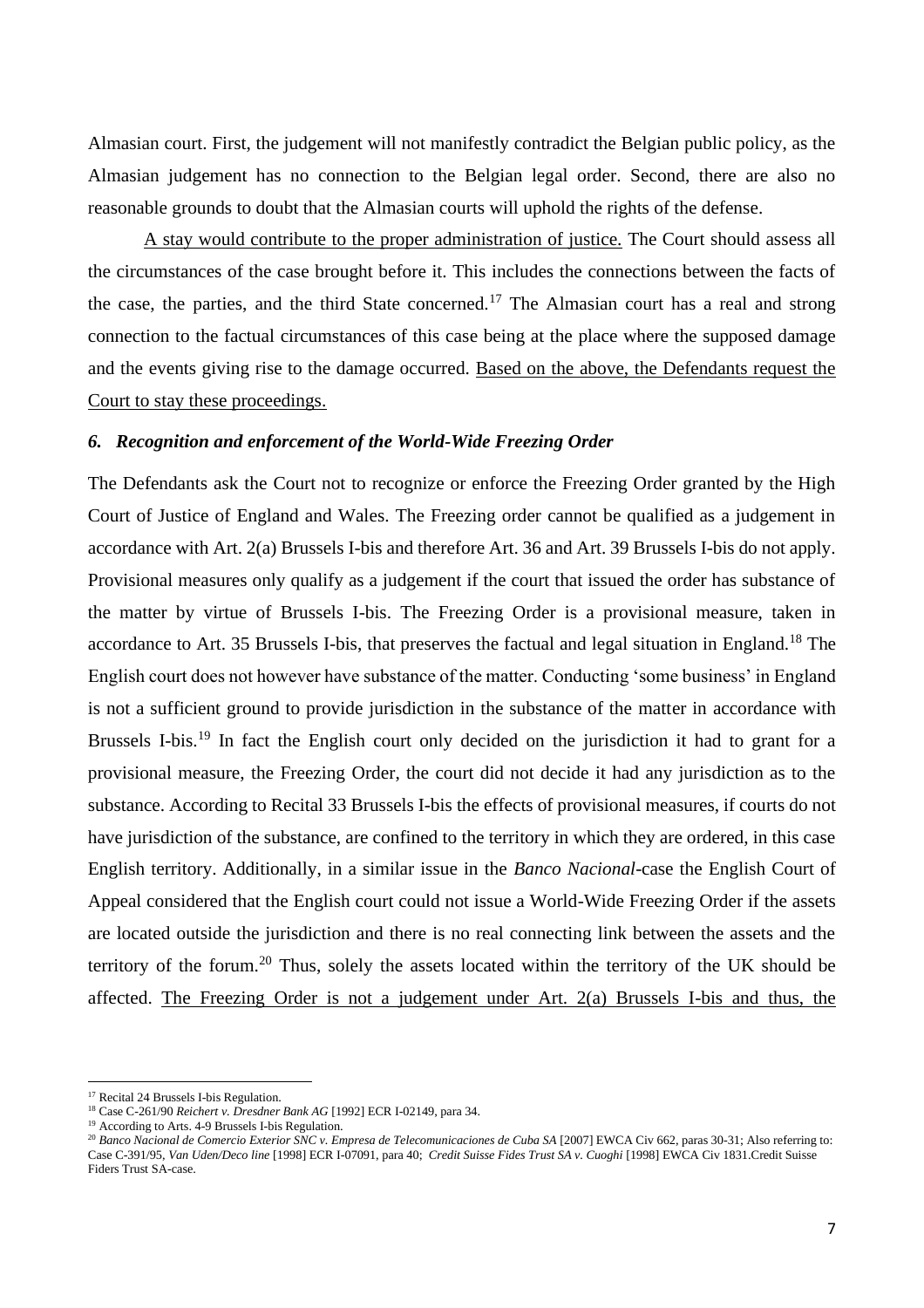Almasian court. First, the judgement will not manifestly contradict the Belgian public policy, as the Almasian judgement has no connection to the Belgian legal order. Second, there are also no reasonable grounds to doubt that the Almasian courts will uphold the rights of the defense.

<u>A stay would contribute to the proper administration of justice.</u> The Court should assess all the circumstances of the case brought before it. This includes the connections between the facts of the case, the parties, and the third State concerned.[17] The Almasian court has a real and strong connection to the factual circumstances of this case being at the place where the supposed damage and the events giving rise to the damage occurred. <u>Based on the above, the Defendants request the Court to stay these proceedings.</u>

### *6. Recognition and enforcement of the World-Wide Freezing Order*

The Defendants ask the Court not to recognize or enforce the Freezing Order granted by the High Court of Justice of England and Wales. The Freezing order cannot be qualified as a judgement in accordance with Art. 2(a) Brussels I-bis and therefore Art. 36 and Art. 39 Brussels I-bis do not apply. Provisional measures only qualify as a judgement if the court that issued the order has substance of the matter by virtue of Brussels I-bis. The Freezing Order is a provisional measure, taken in accordance to Art. 35 Brussels I-bis, that preserves the factual and legal situation in England.[18] The English court does not however have substance of the matter. Conducting 'some business' in England is not a sufficient ground to provide jurisdiction in the substance of the matter in accordance with Brussels I-bis.[19] In fact the English court only decided on the jurisdiction it had to grant for a provisional measure, the Freezing Order, the court did not decide it had any jurisdiction as to the substance. According to Recital 33 Brussels I-bis the effects of provisional measures, if courts do not have jurisdiction of the substance, are confined to the territory in which they are ordered, in this case English territory. Additionally, in a similar issue in the *Banco Nacional*-case the English Court of Appeal considered that the English court could not issue a World-Wide Freezing Order if the assets are located outside the jurisdiction and there is no real connecting link between the assets and the territory of the forum.[20] Thus, solely the assets located within the territory of the UK should be affected. <u>The Freezing Order is not a judgement under Art. 2(a) Brussels I-bis and thus, the</u>

---

[17] Recital 24 Brussels I-bis Regulation.

[18] Case C-261/90 *Reichert v. Dresdner Bank AG* [1992] ECR I-02149, para 34.

[19] According to Arts. 4-9 Brussels I-bis Regulation.

[20] *Banco Nacional de Comercio Exterior SNC v. Empresa de Telecomunicaciones de Cuba SA* [2007] EWCA Civ 662, paras 30-31; Also referring to: Case C-391/95, *Van Uden/Deco line* [1998] ECR I-07091, para 40; *Credit Suisse Fides Trust SA v. Cuoghi* [1998] EWCA Civ 1831.Credit Suisse Fiders Trust SA-case.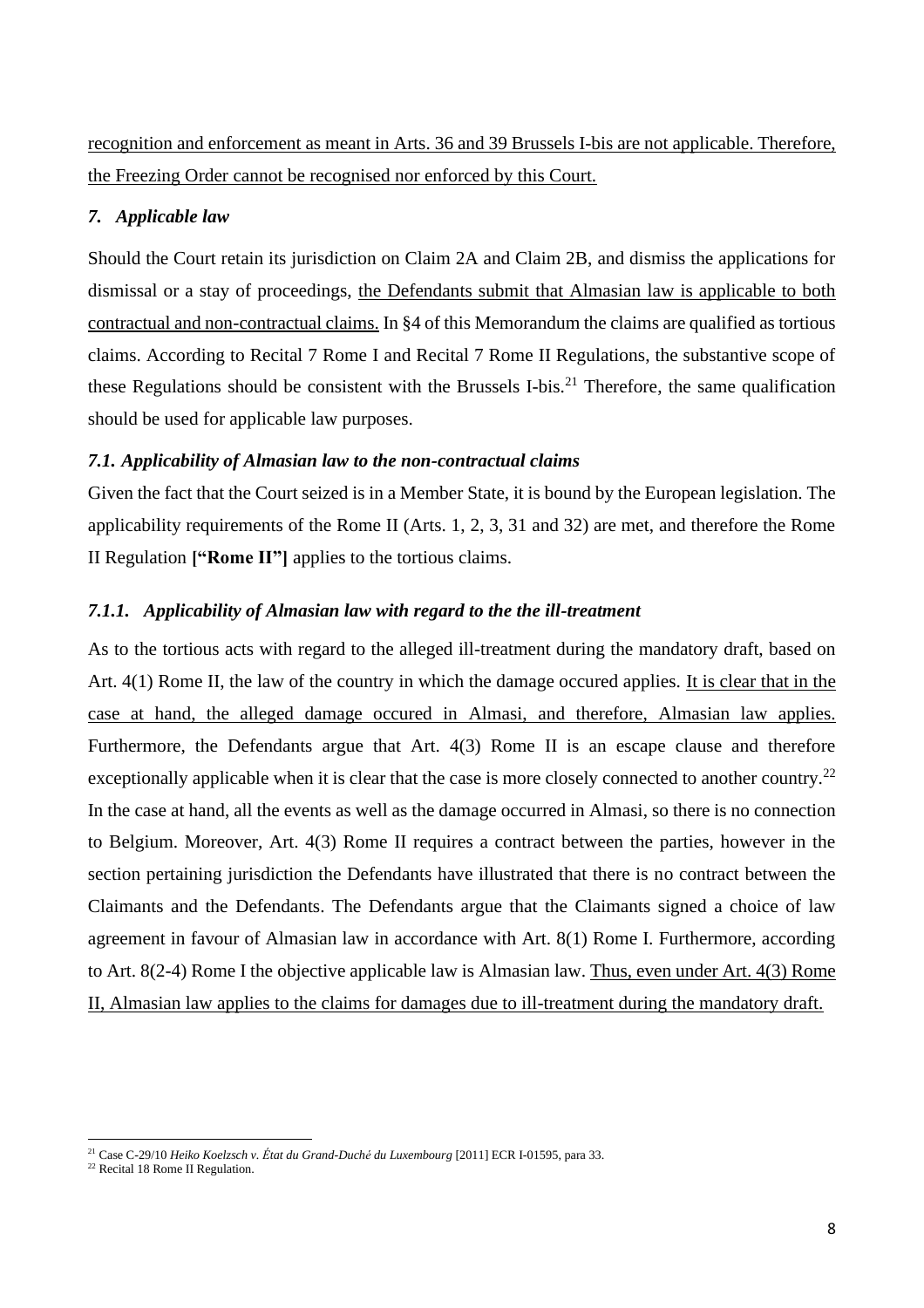recognition and enforcement as meant in Arts. 36 and 39 Brussels I-bis are not applicable. Therefore, the Freezing Order cannot be recognised nor enforced by this Court.

### *7. Applicable law*

Should the Court retain its jurisdiction on Claim 2A and Claim 2B, and dismiss the applications for dismissal or a stay of proceedings, the Defendants submit that Almasian law is applicable to both contractual and non-contractual claims. In §4 of this Memorandum the claims are qualified as tortious claims. According to Recital 7 Rome I and Recital 7 Rome II Regulations, the substantive scope of these Regulations should be consistent with the Brussels I-bis.[21] Therefore, the same qualification should be used for applicable law purposes.

#### *7.1. Applicability of Almasian law to the non-contractual claims*

Given the fact that the Court seized is in a Member State, it is bound by the European legislation. The applicability requirements of the Rome II (Arts. 1, 2, 3, 31 and 32) are met, and therefore the Rome II Regulation **["Rome II"]** applies to the tortious claims.

#### *7.1.1. Applicability of Almasian law with regard to the the ill-treatment*

As to the tortious acts with regard to the alleged ill-treatment during the mandatory draft, based on Art. 4(1) Rome II, the law of the country in which the damage occured applies. It is clear that in the case at hand, the alleged damage occured in Almasi, and therefore, Almasian law applies. Furthermore, the Defendants argue that Art. 4(3) Rome II is an escape clause and therefore exceptionally applicable when it is clear that the case is more closely connected to another country.[22] In the case at hand, all the events as well as the damage occurred in Almasi, so there is no connection to Belgium. Moreover, Art. 4(3) Rome II requires a contract between the parties, however in the section pertaining jurisdiction the Defendants have illustrated that there is no contract between the Claimants and the Defendants. The Defendants argue that the Claimants signed a choice of law agreement in favour of Almasian law in accordance with Art. 8(1) Rome I. Furthermore, according to Art. 8(2-4) Rome I the objective applicable law is Almasian law. Thus, even under Art. 4(3) Rome II, Almasian law applies to the claims for damages due to ill-treatment during the mandatory draft.

---

[21] Case C-29/10 *Heiko Koelzsch v. État du Grand-Duché du Luxembourg* [2011] ECR I-01595, para 33.

[22] Recital 18 Rome II Regulation.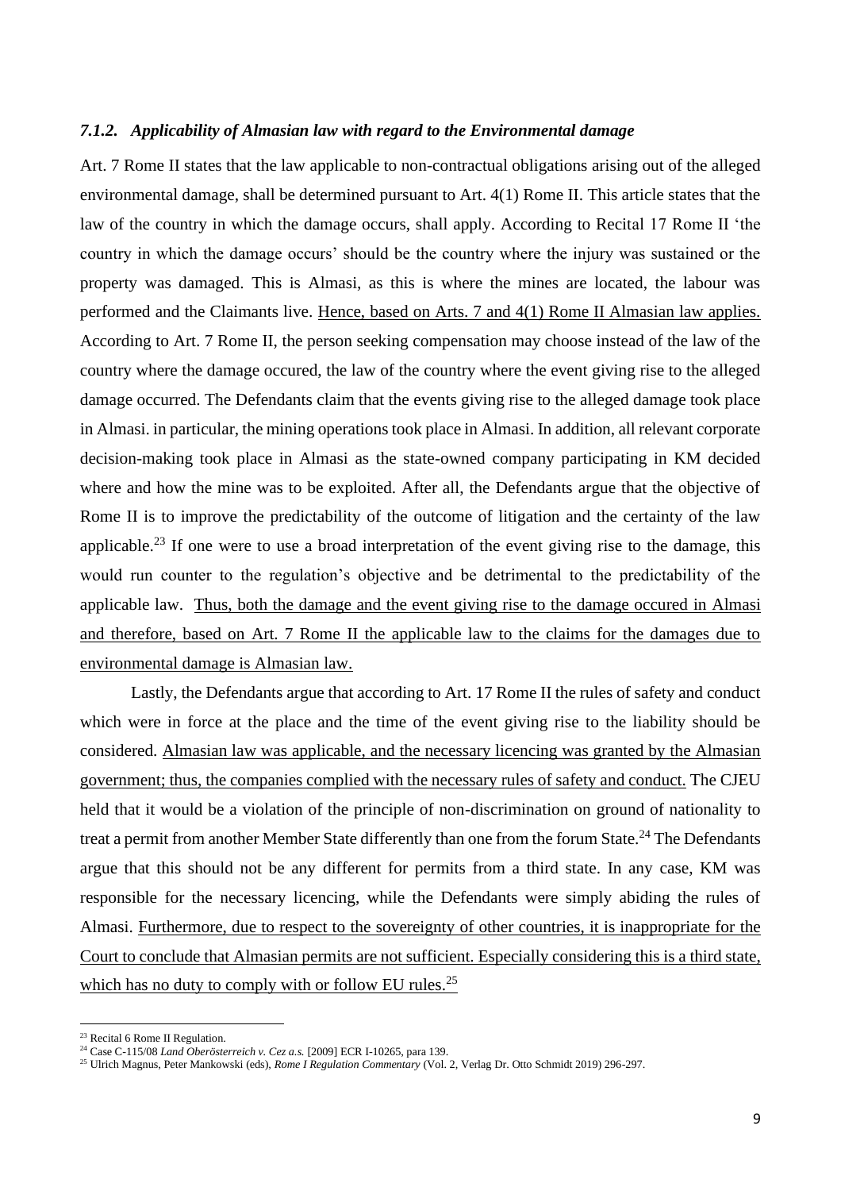### *7.1.2. Applicability of Almasian law with regard to the Environmental damage*

Art. 7 Rome II states that the law applicable to non-contractual obligations arising out of the alleged environmental damage, shall be determined pursuant to Art. 4(1) Rome II. This article states that the law of the country in which the damage occurs, shall apply. According to Recital 17 Rome II 'the country in which the damage occurs' should be the country where the injury was sustained or the property was damaged. This is Almasi, as this is where the mines are located, the labour was performed and the Claimants live. <u>Hence, based on Arts. 7 and 4(1) Rome II Almasian law applies.</u> According to Art. 7 Rome II, the person seeking compensation may choose instead of the law of the country where the damage occured, the law of the country where the event giving rise to the alleged damage occurred. The Defendants claim that the events giving rise to the alleged damage took place in Almasi. in particular, the mining operations took place in Almasi. In addition, all relevant corporate decision-making took place in Almasi as the state-owned company participating in KM decided where and how the mine was to be exploited. After all, the Defendants argue that the objective of Rome II is to improve the predictability of the outcome of litigation and the certainty of the law applicable.[23] If one were to use a broad interpretation of the event giving rise to the damage, this would run counter to the regulation's objective and be detrimental to the predictability of the applicable law. <u>Thus, both the damage and the event giving rise to the damage occured in Almasi and therefore, based on Art. 7 Rome II the applicable law to the claims for the damages due to environmental damage is Almasian law.</u>

Lastly, the Defendants argue that according to Art. 17 Rome II the rules of safety and conduct which were in force at the place and the time of the event giving rise to the liability should be considered. <u>Almasian law was applicable, and the necessary licencing was granted by the Almasian government; thus, the companies complied with the necessary rules of safety and conduct.</u> The CJEU held that it would be a violation of the principle of non-discrimination on ground of nationality to treat a permit from another Member State differently than one from the forum State.[24] The Defendants argue that this should not be any different for permits from a third state. In any case, KM was responsible for the necessary licencing, while the Defendants were simply abiding the rules of Almasi. <u>Furthermore, due to respect to the sovereignty of other countries, it is inappropriate for the Court to conclude that Almasian permits are not sufficient. Especially considering this is a third state, which has no duty to comply with or follow EU rules.</u>[25]

---

[23] Recital 6 Rome II Regulation.

[24] Case C-115/08 *Land Oberösterreich v. Cez a.s.* [2009] ECR I-10265, para 139.

[25] Ulrich Magnus, Peter Mankowski (eds), *Rome I Regulation Commentary* (Vol. 2, Verlag Dr. Otto Schmidt 2019) 296-297.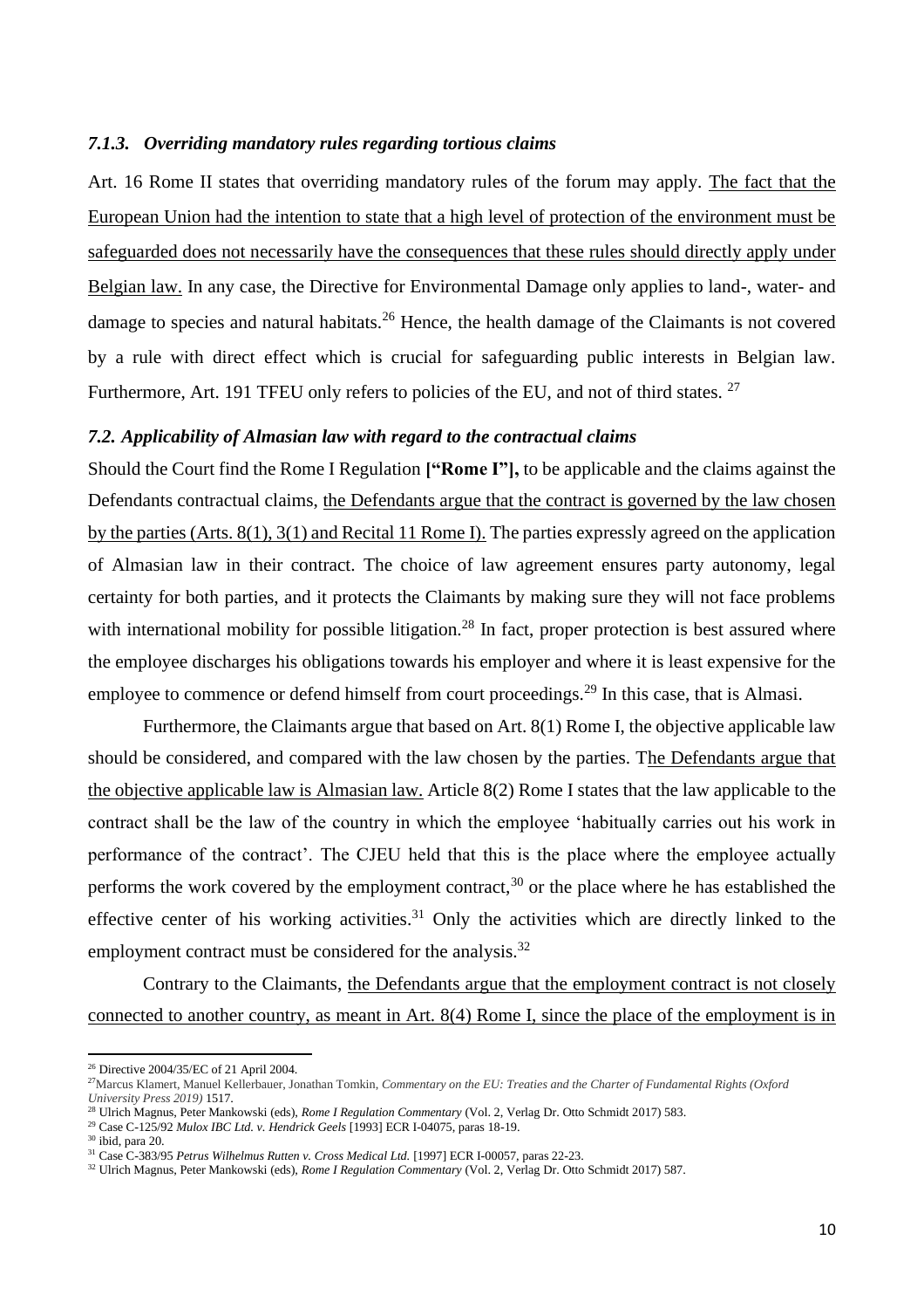### *7.1.3. Overriding mandatory rules regarding tortious claims*

Art. 16 Rome II states that overriding mandatory rules of the forum may apply. The fact that the European Union had the intention to state that a high level of protection of the environment must be safeguarded does not necessarily have the consequences that these rules should directly apply under Belgian law. In any case, the Directive for Environmental Damage only applies to land-, water- and damage to species and natural habitats.[26] Hence, the health damage of the Claimants is not covered by a rule with direct effect which is crucial for safeguarding public interests in Belgian law. Furthermore, Art. 191 TFEU only refers to policies of the EU, and not of third states. [27]

### *7.2. Applicability of Almasian law with regard to the contractual claims*

Should the Court find the Rome I Regulation **["Rome I"],** to be applicable and the claims against the Defendants contractual claims, the Defendants argue that the contract is governed by the law chosen by the parties (Arts. 8(1), 3(1) and Recital 11 Rome I). The parties expressly agreed on the application of Almasian law in their contract. The choice of law agreement ensures party autonomy, legal certainty for both parties, and it protects the Claimants by making sure they will not face problems with international mobility for possible litigation.[28] In fact, proper protection is best assured where the employee discharges his obligations towards his employer and where it is least expensive for the employee to commence or defend himself from court proceedings.[29] In this case, that is Almasi.

Furthermore, the Claimants argue that based on Art. 8(1) Rome I, the objective applicable law should be considered, and compared with the law chosen by the parties. The Defendants argue that the objective applicable law is Almasian law. Article 8(2) Rome I states that the law applicable to the contract shall be the law of the country in which the employee 'habitually carries out his work in performance of the contract'. The CJEU held that this is the place where the employee actually performs the work covered by the employment contract,[30] or the place where he has established the effective center of his working activities.[31] Only the activities which are directly linked to the employment contract must be considered for the analysis.[32]

Contrary to the Claimants, the Defendants argue that the employment contract is not closely connected to another country, as meant in Art. 8(4) Rome I, since the place of the employment is in

---

[26] Directive 2004/35/EC of 21 April 2004.

[27] Marcus Klamert, Manuel Kellerbauer, Jonathan Tomkin, *Commentary on the EU: Treaties and the Charter of Fundamental Rights (Oxford University Press 2019)* 1517.

[28] Ulrich Magnus, Peter Mankowski (eds), *Rome I Regulation Commentary* (Vol. 2, Verlag Dr. Otto Schmidt 2017) 583.

[29] Case C-125/92 *Mulox IBC Ltd. v. Hendrick Geels* [1993] ECR I-04075, paras 18-19.

[30] ibid, para 20.

[31] Case C-383/95 *Petrus Wilhelmus Rutten v. Cross Medical Ltd.* [1997] ECR I-00057, paras 22-23.

[32] Ulrich Magnus, Peter Mankowski (eds), *Rome I Regulation Commentary* (Vol. 2, Verlag Dr. Otto Schmidt 2017) 587.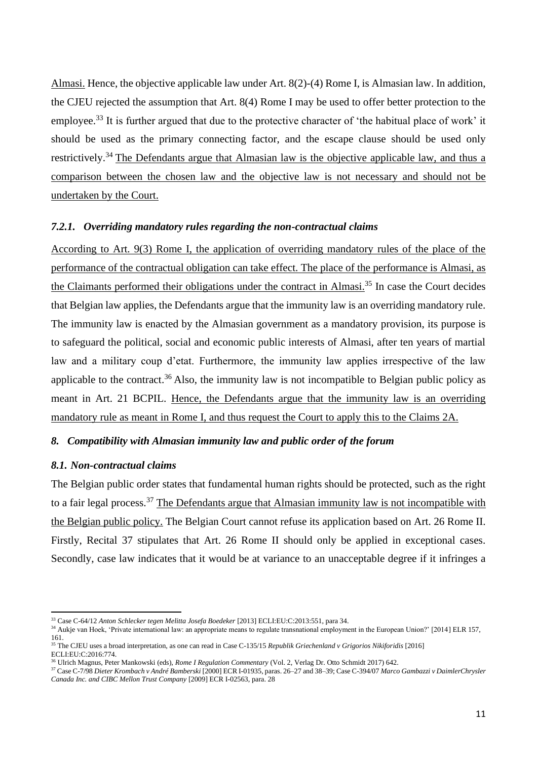Almasi. Hence, the objective applicable law under Art. 8(2)-(4) Rome I, is Almasian law. In addition, the CJEU rejected the assumption that Art. 8(4) Rome I may be used to offer better protection to the employee.[33] It is further argued that due to the protective character of 'the habitual place of work' it should be used as the primary connecting factor, and the escape clause should be used only restrictively.[34] The Defendants argue that Almasian law is the objective applicable law, and thus a comparison between the chosen law and the objective law is not necessary and should not be undertaken by the Court.

### *7.2.1. Overriding mandatory rules regarding the non-contractual claims*

According to Art. 9(3) Rome I, the application of overriding mandatory rules of the place of the performance of the contractual obligation can take effect. The place of the performance is Almasi, as the Claimants performed their obligations under the contract in Almasi.[35] In case the Court decides that Belgian law applies, the Defendants argue that the immunity law is an overriding mandatory rule. The immunity law is enacted by the Almasian government as a mandatory provision, its purpose is to safeguard the political, social and economic public interests of Almasi, after ten years of martial law and a military coup d'etat. Furthermore, the immunity law applies irrespective of the law applicable to the contract.[36] Also, the immunity law is not incompatible to Belgian public policy as meant in Art. 21 BCPIL. Hence, the Defendants argue that the immunity law is an overriding mandatory rule as meant in Rome I, and thus request the Court to apply this to the Claims 2A.

## *8. Compatibility with Almasian immunity law and public order of the forum*

### *8.1. Non-contractual claims*

The Belgian public order states that fundamental human rights should be protected, such as the right to a fair legal process.[37] The Defendants argue that Almasian immunity law is not incompatible with the Belgian public policy. The Belgian Court cannot refuse its application based on Art. 26 Rome II. Firstly, Recital 37 stipulates that Art. 26 Rome II should only be applied in exceptional cases. Secondly, case law indicates that it would be at variance to an unacceptable degree if it infringes a

---

[33] Case C-64/12 *Anton Schlecker tegen Melitta Josefa Boedeker* [2013] ECLI:EU:C:2013:551, para 34.

[34] Aukje van Hoek, 'Private international law: an appropriate means to regulate transnational employment in the European Union?' [2014] ELR 157, 161.

[35] The CJEU uses a broad interpretation, as one can read in Case C-135/15 *Republik Griechenland v Grigorios Nikiforidis* [2016] ECLI:EU:C:2016:774.

[36] Ulrich Magnus, Peter Mankowski (eds), *Rome I Regulation Commentary* (Vol. 2, Verlag Dr. Otto Schmidt 2017) 642.

[37] Case C-7/98 *Dieter Krombach v André Bamberski* [2000] ECR I-01935, paras. 26–27 and 38–39; Case C-394/07 *Marco Gambazzi v DaimlerChrysler Canada Inc. and CIBC Mellon Trust Company* [2009] ECR I-02563, para. 28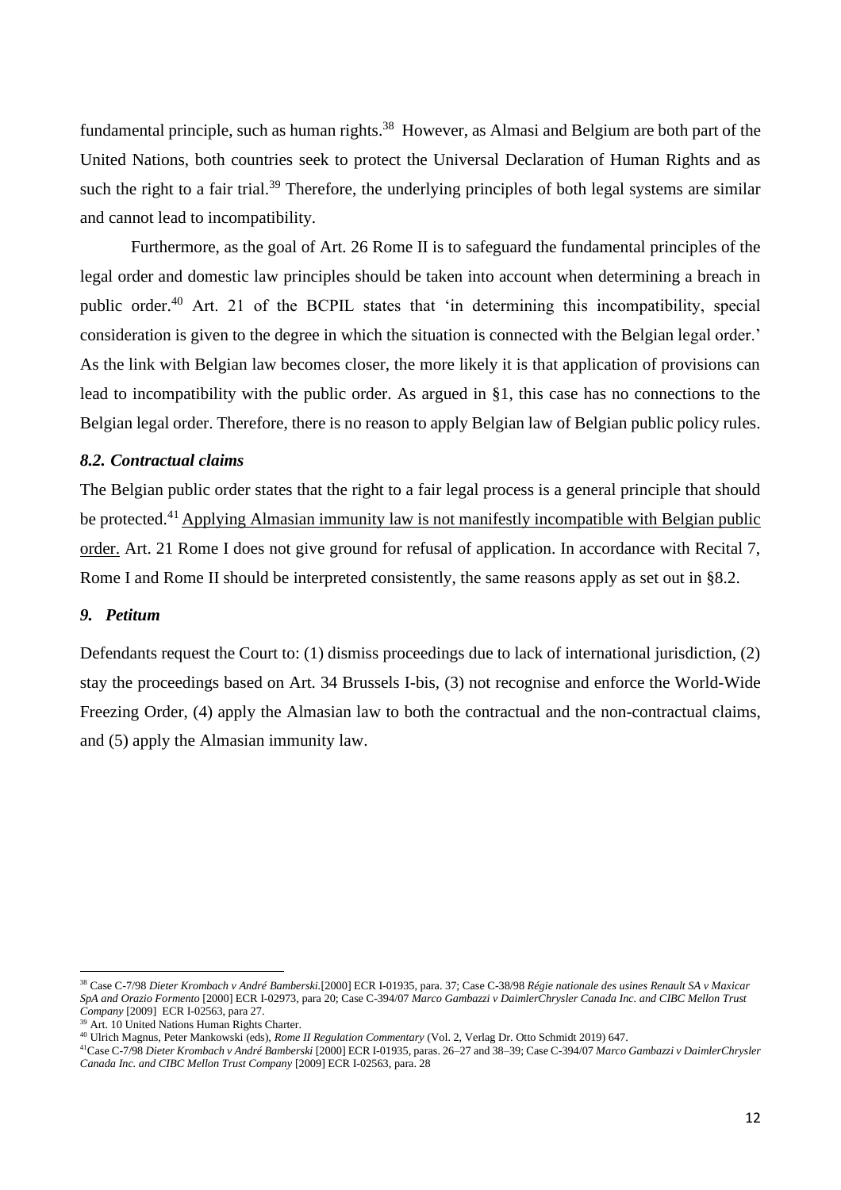fundamental principle, such as human rights.[38] However, as Almasi and Belgium are both part of the United Nations, both countries seek to protect the Universal Declaration of Human Rights and as such the right to a fair trial.[39] Therefore, the underlying principles of both legal systems are similar and cannot lead to incompatibility.

Furthermore, as the goal of Art. 26 Rome II is to safeguard the fundamental principles of the legal order and domestic law principles should be taken into account when determining a breach in public order.[40] Art. 21 of the BCPIL states that 'in determining this incompatibility, special consideration is given to the degree in which the situation is connected with the Belgian legal order.' As the link with Belgian law becomes closer, the more likely it is that application of provisions can lead to incompatibility with the public order. As argued in §1, this case has no connections to the Belgian legal order. Therefore, there is no reason to apply Belgian law of Belgian public policy rules.

### *8.2. Contractual claims*

The Belgian public order states that the right to a fair legal process is a general principle that should be protected.[41] <u>Applying Almasian immunity law is not manifestly incompatible with Belgian public order.</u> Art. 21 Rome I does not give ground for refusal of application. In accordance with Recital 7, Rome I and Rome II should be interpreted consistently, the same reasons apply as set out in §8.2.

## *9. Petitum*

Defendants request the Court to: (1) dismiss proceedings due to lack of international jurisdiction, (2) stay the proceedings based on Art. 34 Brussels I-bis, (3) not recognise and enforce the World-Wide Freezing Order, (4) apply the Almasian law to both the contractual and the non-contractual claims, and (5) apply the Almasian immunity law.

---

[38] Case C-7/98 *Dieter Krombach v André Bamberski.*[2000] ECR I-01935, para. 37; Case C-38/98 *Régie nationale des usines Renault SA v Maxicar SpA and Orazio Formento* [2000] ECR I-02973, para 20; Case C-394/07 *Marco Gambazzi v DaimlerChrysler Canada Inc. and CIBC Mellon Trust Company* [2009] ECR I-02563, para 27.

[39] Art. 10 United Nations Human Rights Charter.

[40] Ulrich Magnus, Peter Mankowski (eds), *Rome II Regulation Commentary* (Vol. 2, Verlag Dr. Otto Schmidt 2019) 647.

[41] Case C-7/98 *Dieter Krombach v André Bamberski* [2000] ECR I-01935, paras. 26–27 and 38–39; Case C-394/07 *Marco Gambazzi v DaimlerChrysler Canada Inc. and CIBC Mellon Trust Company* [2009] ECR I-02563, para. 28